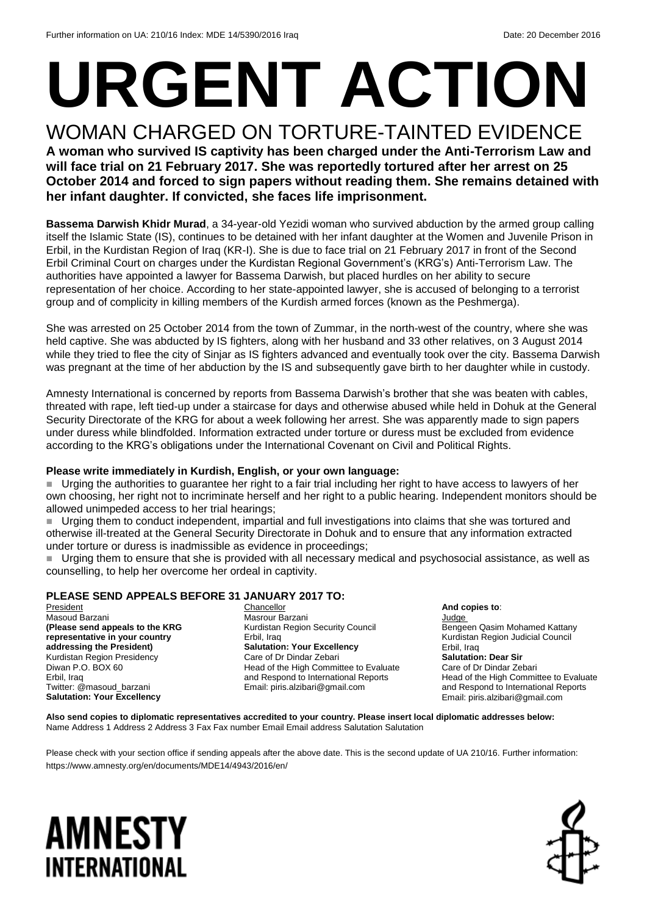Further information on UA: 210/16 Index: MDE 14/5390/2016 Iraq Date: 20 December 2016

# URGENT ACTION

## WOMAN CHARGED ON TORTURE-TAINTED EVIDENCE

**A woman who survived IS captivity has been charged under the Anti-Terrorism Law and will face trial on 21 February 2017. She was reportedly tortured after her arrest on 25 October 2014 and forced to sign papers without reading them. She remains detained with her infant daughter. If convicted, she faces life imprisonment.**

**Bassema Darwish Khidr Murad**, a 34-year-old Yezidi woman who survived abduction by the armed group calling itself the Islamic State (IS), continues to be detained with her infant daughter at the Women and Juvenile Prison in Erbil, in the Kurdistan Region of Iraq (KR-I). She is due to face trial on 21 February 2017 in front of the Second Erbil Criminal Court on charges under the Kurdistan Regional Government's (KRG's) Anti-Terrorism Law. The authorities have appointed a lawyer for Bassema Darwish, but placed hurdles on her ability to secure representation of her choice. According to her state-appointed lawyer, she is accused of belonging to a terrorist group and of complicity in killing members of the Kurdish armed forces (known as the Peshmerga).

She was arrested on 25 October 2014 from the town of Zummar, in the north-west of the country, where she was held captive. She was abducted by IS fighters, along with her husband and 33 other relatives, on 3 August 2014 while they tried to flee the city of Sinjar as IS fighters advanced and eventually took over the city. Bassema Darwish was pregnant at the time of her abduction by the IS and subsequently gave birth to her daughter while in custody.

Amnesty International is concerned by reports from Bassema Darwish's brother that she was beaten with cables, threated with rape, left tied-up under a staircase for days and otherwise abused while held in Dohuk at the General Security Directorate of the KRG for about a week following her arrest. She was apparently made to sign papers under duress while blindfolded. Information extracted under torture or duress must be excluded from evidence according to the KRG's obligations under the International Covenant on Civil and Political Rights.

**Please write immediately in Kurdish, English, or your own language:**

- Urging the authorities to guarantee her right to a fair trial including her right to have access to lawyers of her own choosing, her right not to incriminate herself and her right to a public hearing. Independent monitors should be allowed unimpeded access to her trial hearings;
- Urging them to conduct independent, impartial and full investigations into claims that she was tortured and otherwise ill-treated at the General Security Directorate in Dohuk and to ensure that any information extracted under torture or duress is inadmissible as evidence in proceedings;
- Urging them to ensure that she is provided with all necessary medical and psychosocial assistance, as well as counselling, to help her overcome her ordeal in captivity.

**PLEASE SEND APPEALS BEFORE 31 JANUARY 2017 TO:**

President
Masoud Barzani
**(Please send appeals to the KRG representative in your country addressing the President)**
Kurdistan Region Presidency
Diwan P.O. BOX 60
Erbil, Iraq
Twitter: @masoud_barzani
**Salutation: Your Excellency**

Chancellor
Masrour Barzani
Kurdistan Region Security Council
Erbil, Iraq
**Salutation: Your Excellency**
Care of Dr Dindar Zebari
Head of the High Committee to Evaluate and Respond to International Reports
Email: piris.alzibari@gmail.com

**And copies to**:
Judge
Bengeen Qasim Mohamed Kattany
Kurdistan Region Judicial Council
Erbil, Iraq
**Salutation: Dear Sir**
Care of Dr Dindar Zebari
Head of the High Committee to Evaluate and Respond to International Reports
Email: piris.alzibari@gmail.com

**Also send copies to diplomatic representatives accredited to your country. Please insert local diplomatic addresses below:**
Name Address 1 Address 2 Address 3 Fax Fax number Email Email address Salutation Salutation

Please check with your section office if sending appeals after the above date. This is the second update of UA 210/16. Further information: https://www.amnesty.org/en/documents/MDE14/4943/2016/en/

AMNESTY INTERNATIONAL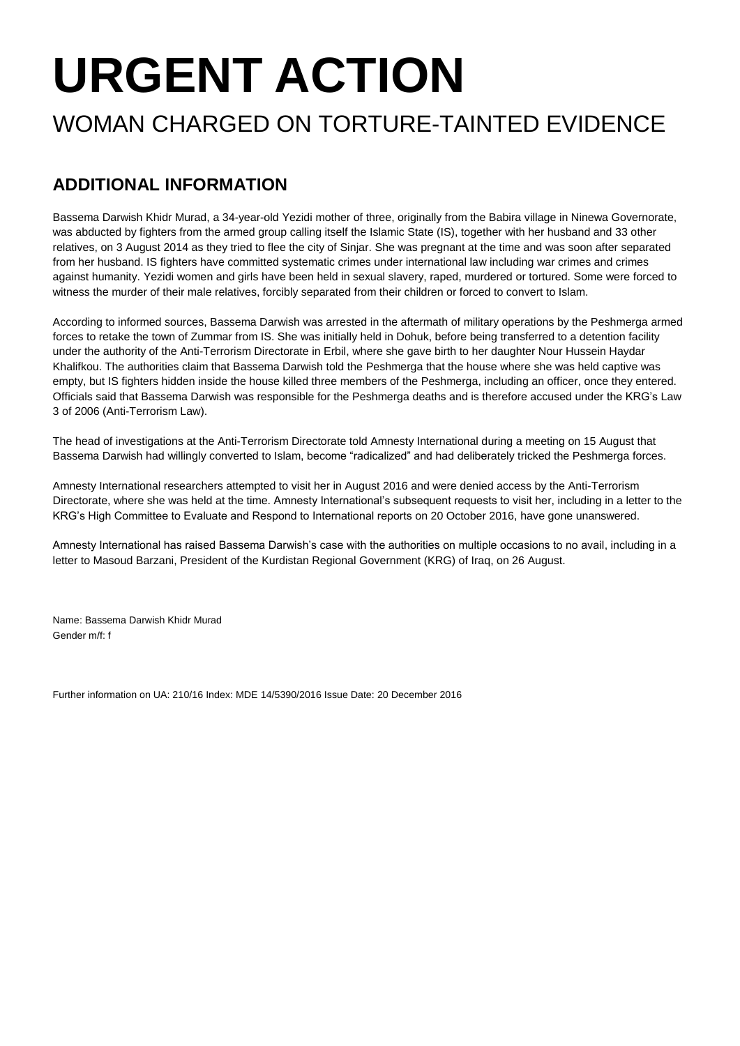# URGENT ACTION

## WOMAN CHARGED ON TORTURE-TAINTED EVIDENCE

### ADDITIONAL INFORMATION

Bassema Darwish Khidr Murad, a 34-year-old Yezidi mother of three, originally from the Babira village in Ninewa Governorate, was abducted by fighters from the armed group calling itself the Islamic State (IS), together with her husband and 33 other relatives, on 3 August 2014 as they tried to flee the city of Sinjar. She was pregnant at the time and was soon after separated from her husband. IS fighters have committed systematic crimes under international law including war crimes and crimes against humanity. Yezidi women and girls have been held in sexual slavery, raped, murdered or tortured. Some were forced to witness the murder of their male relatives, forcibly separated from their children or forced to convert to Islam.

According to informed sources, Bassema Darwish was arrested in the aftermath of military operations by the Peshmerga armed forces to retake the town of Zummar from IS. She was initially held in Dohuk, before being transferred to a detention facility under the authority of the Anti-Terrorism Directorate in Erbil, where she gave birth to her daughter Nour Hussein Haydar Khalifkou. The authorities claim that Bassema Darwish told the Peshmerga that the house where she was held captive was empty, but IS fighters hidden inside the house killed three members of the Peshmerga, including an officer, once they entered. Officials said that Bassema Darwish was responsible for the Peshmerga deaths and is therefore accused under the KRG's Law 3 of 2006 (Anti-Terrorism Law).

The head of investigations at the Anti-Terrorism Directorate told Amnesty International during a meeting on 15 August that Bassema Darwish had willingly converted to Islam, become "radicalized" and had deliberately tricked the Peshmerga forces.

Amnesty International researchers attempted to visit her in August 2016 and were denied access by the Anti-Terrorism Directorate, where she was held at the time. Amnesty International's subsequent requests to visit her, including in a letter to the KRG's High Committee to Evaluate and Respond to International reports on 20 October 2016, have gone unanswered.

Amnesty International has raised Bassema Darwish's case with the authorities on multiple occasions to no avail, including in a letter to Masoud Barzani, President of the Kurdistan Regional Government (KRG) of Iraq, on 26 August.

Name: Bassema Darwish Khidr Murad
Gender m/f: f

Further information on UA: 210/16 Index: MDE 14/5390/2016 Issue Date: 20 December 2016